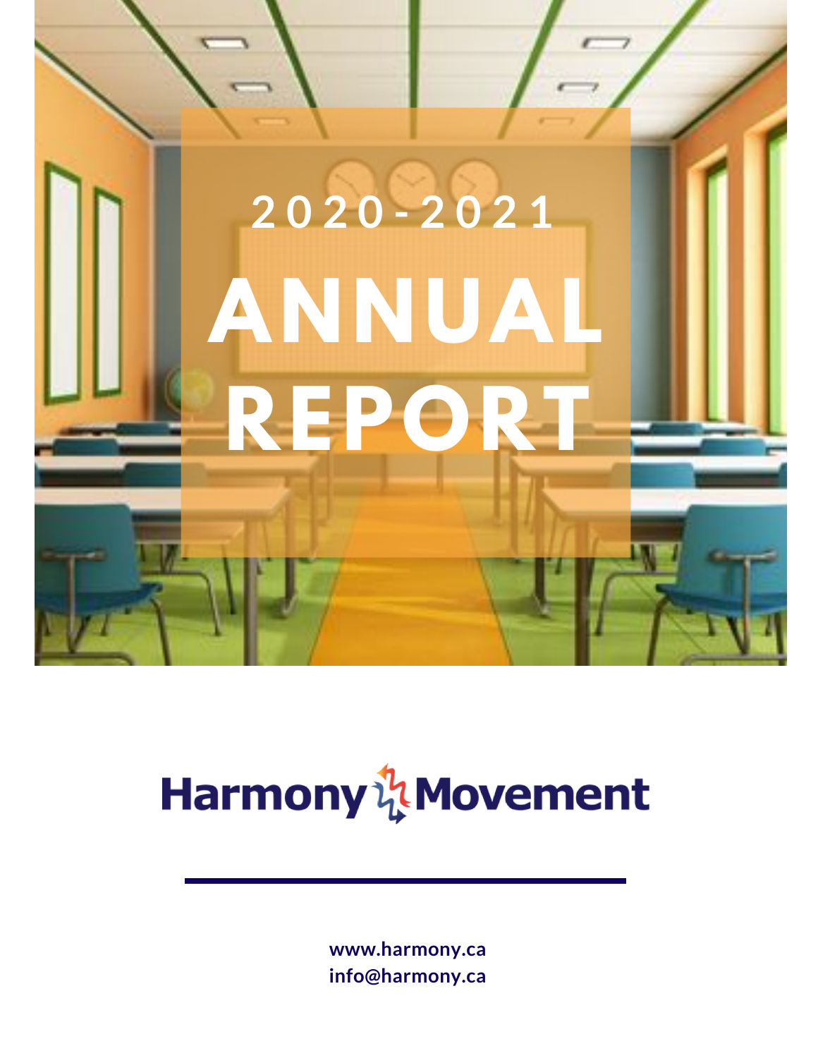# 2020-2021

# ANNUAL REPORT

Harmony Movement

**www.harmony.ca**
**info@harmony.ca**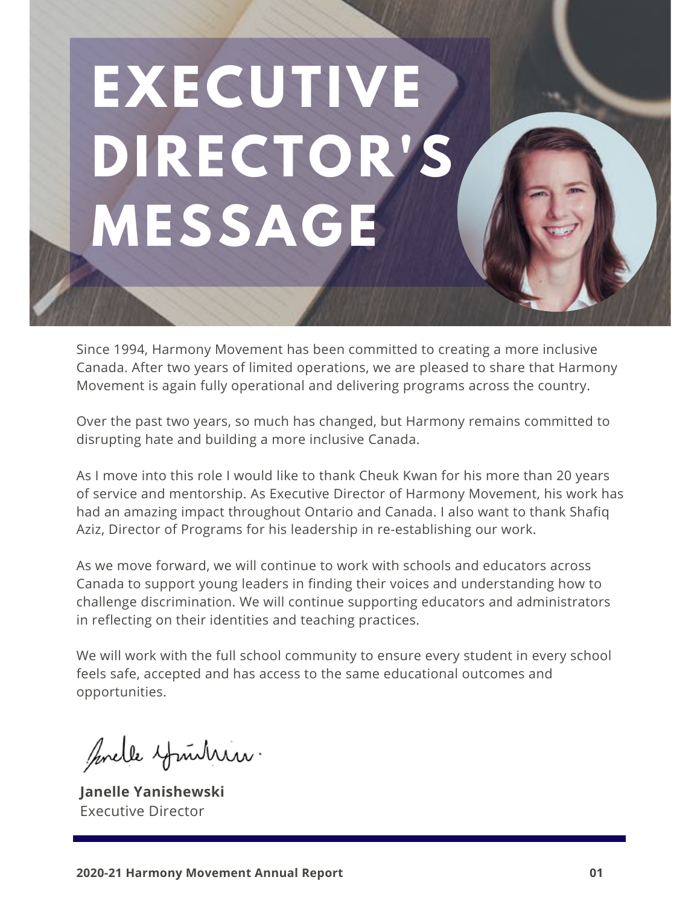# EXECUTIVE DIRECTOR'S MESSAGE

Since 1994, Harmony Movement has been committed to creating a more inclusive Canada. After two years of limited operations, we are pleased to share that Harmony Movement is again fully operational and delivering programs across the country.

Over the past two years, so much has changed, but Harmony remains committed to disrupting hate and building a more inclusive Canada.

As I move into this role I would like to thank Cheuk Kwan for his more than 20 years of service and mentorship. As Executive Director of Harmony Movement, his work has had an amazing impact throughout Ontario and Canada. I also want to thank Shafiq Aziz, Director of Programs for his leadership in re-establishing our work.

As we move forward, we will continue to work with schools and educators across Canada to support young leaders in finding their voices and understanding how to challenge discrimination. We will continue supporting educators and administrators in reflecting on their identities and teaching practices.

We will work with the full school community to ensure every student in every school feels safe, accepted and has access to the same educational outcomes and opportunities.

**Janelle Yanishewski**
Executive Director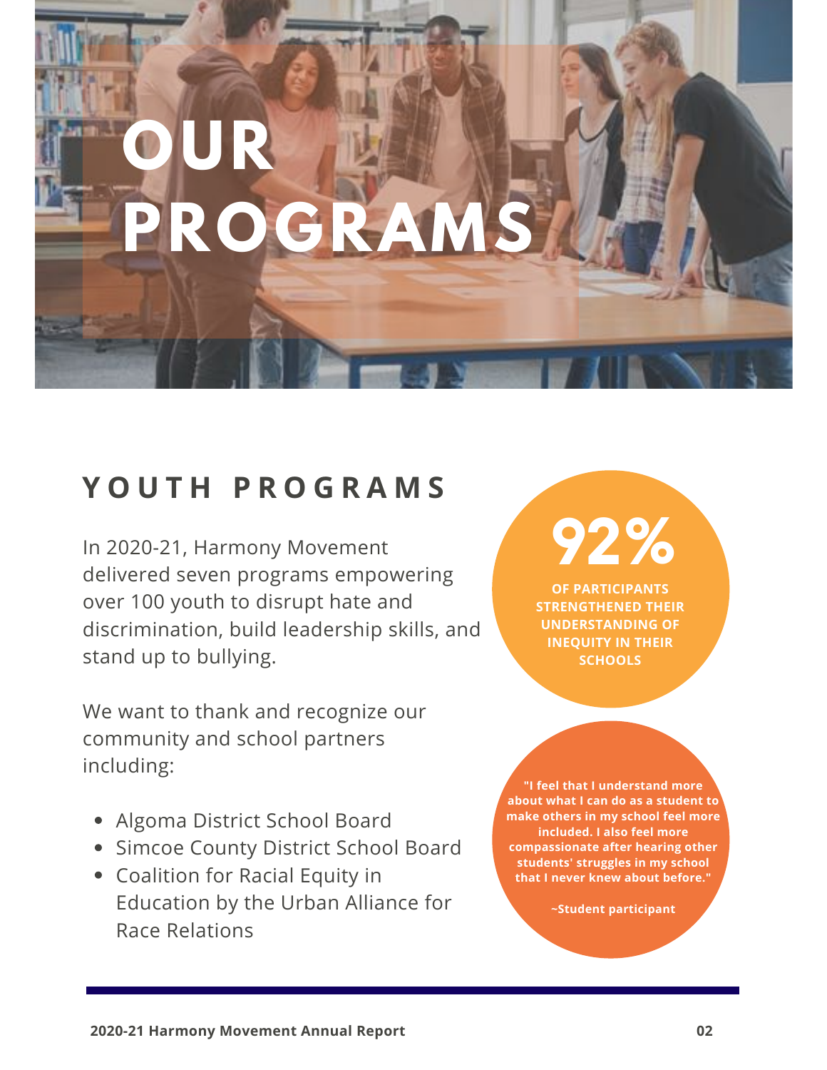# OUR PROGRAMS

## YOUTH PROGRAMS

In 2020-21, Harmony Movement delivered seven programs empowering over 100 youth to disrupt hate and discrimination, build leadership skills, and stand up to bullying.

We want to thank and recognize our community and school partners including:

- Algoma District School Board
- Simcoe County District School Board
- Coalition for Racial Equity in Education by the Urban Alliance for Race Relations

**92%**

**OF PARTICIPANTS STRENGTHENED THEIR UNDERSTANDING OF INEQUITY IN THEIR SCHOOLS**

**"I feel that I understand more about what I can do as a student to make others in my school feel more included. I also feel more compassionate after hearing other students' struggles in my school that I never knew about before."**

**~Student participant**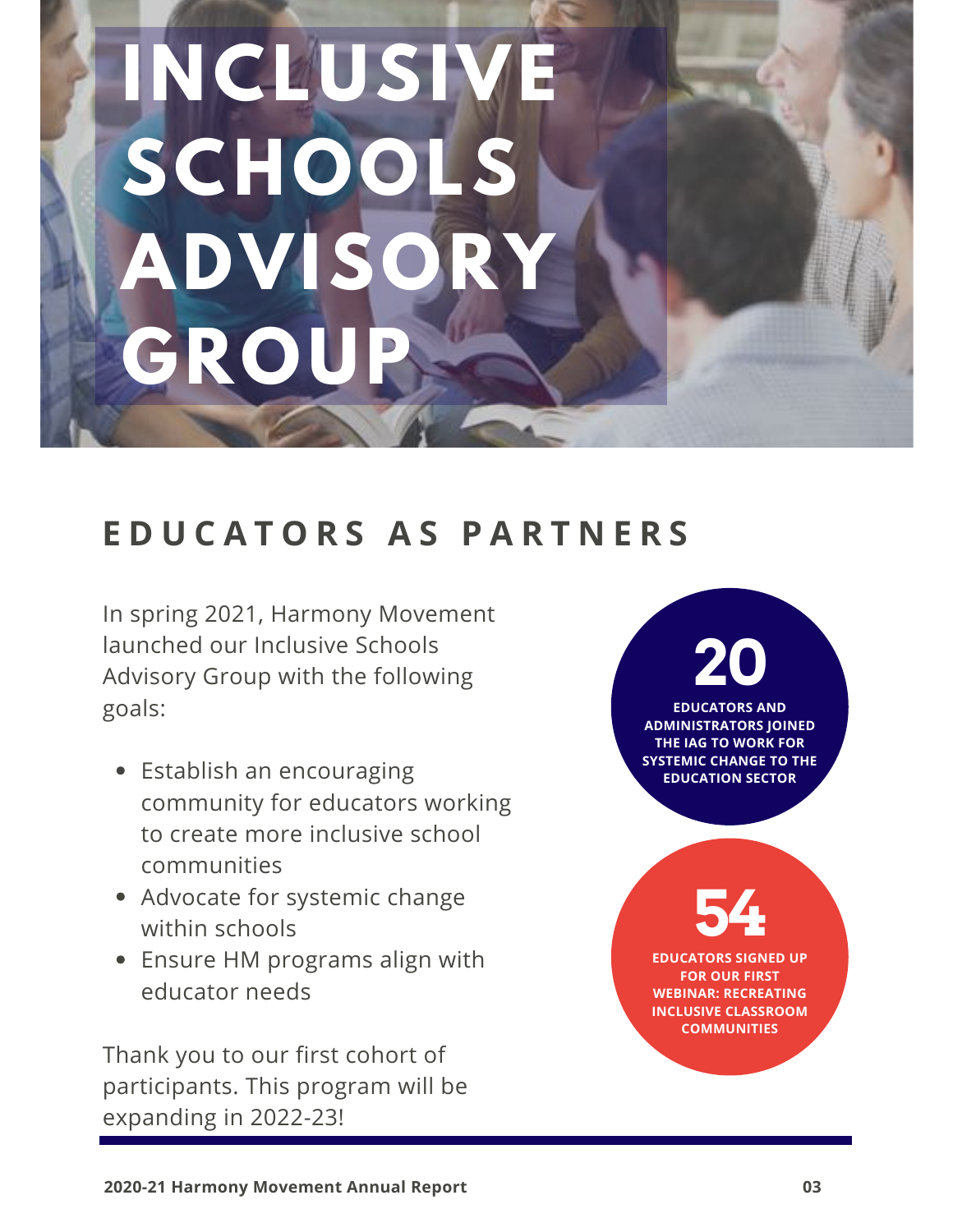# INCLUSIVE SCHOOLS ADVISORY GROUP

## EDUCATORS AS PARTNERS

In spring 2021, Harmony Movement launched our Inclusive Schools Advisory Group with the following goals:

- Establish an encouraging community for educators working to create more inclusive school communities
- Advocate for systemic change within schools
- Ensure HM programs align with educator needs

Thank you to our first cohort of participants. This program will be expanding in 2022-23!

**20**

**EDUCATORS AND ADMINISTRATORS JOINED THE IAG TO WORK FOR SYSTEMIC CHANGE TO THE EDUCATION SECTOR**

**54**

**EDUCATORS SIGNED UP FOR OUR FIRST WEBINAR: RECREATING INCLUSIVE CLASSROOM COMMUNITIES**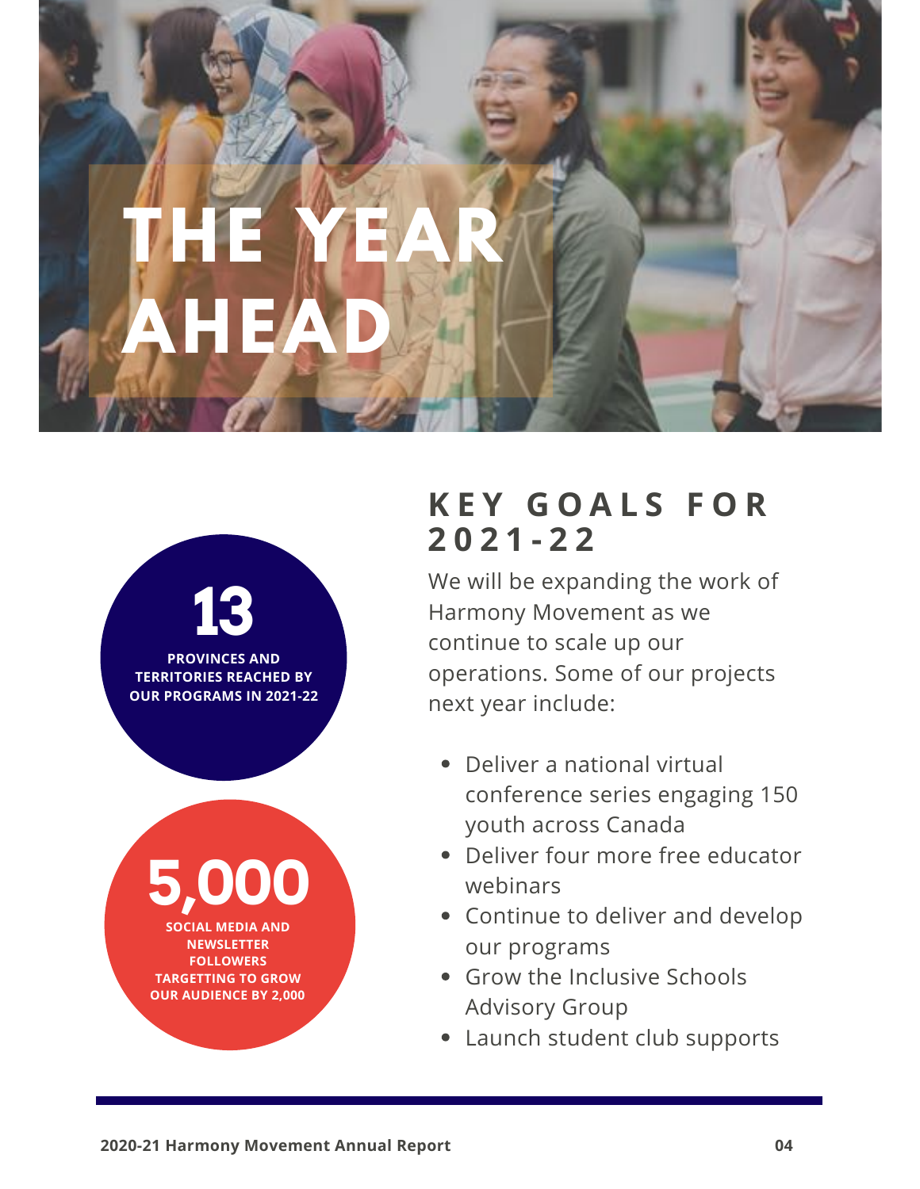# THE YEAR AHEAD

**13**

**PROVINCES AND TERRITORIES REACHED BY OUR PROGRAMS IN 2021-22**

**5,000**

**SOCIAL MEDIA AND NEWSLETTER FOLLOWERS TARGETTING TO GROW OUR AUDIENCE BY 2,000**

## KEY GOALS FOR 2021-22

We will be expanding the work of Harmony Movement as we continue to scale up our operations. Some of our projects next year include:

- Deliver a national virtual conference series engaging 150 youth across Canada
- Deliver four more free educator webinars
- Continue to deliver and develop our programs
- Grow the Inclusive Schools Advisory Group
- Launch student club supports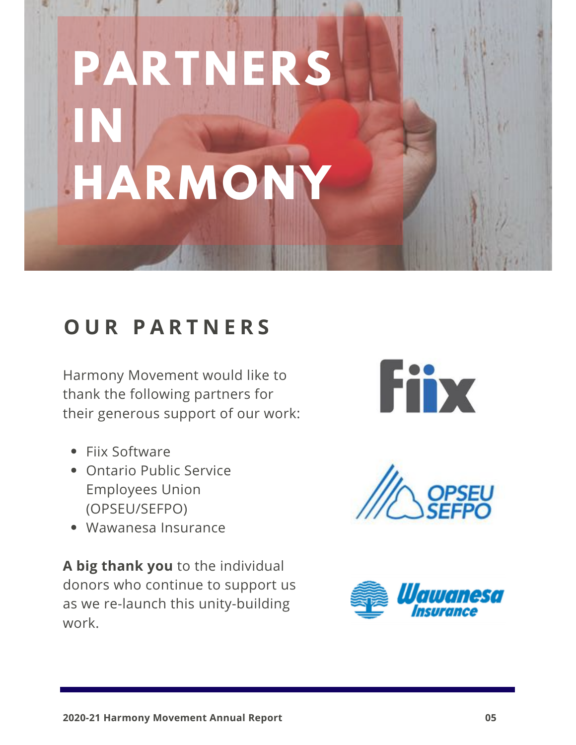# PARTNERS IN HARMONY

## OUR PARTNERS

Harmony Movement would like to thank the following partners for their generous support of our work:

- Fiix Software
- Ontario Public Service Employees Union (OPSEU/SEFPO)
- Wawanesa Insurance

**A big thank you** to the individual donors who continue to support us as we re-launch this unity-building work.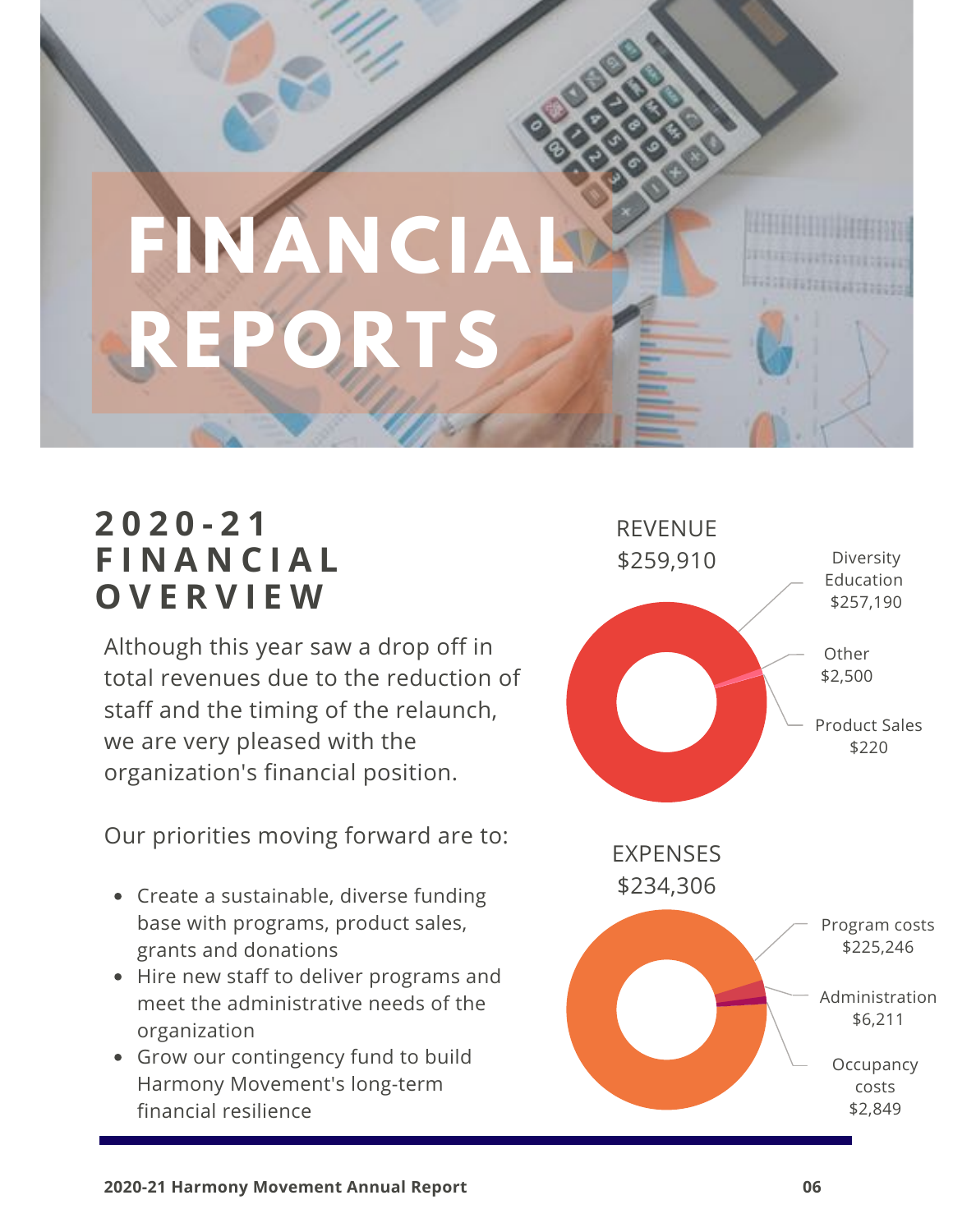# FINANCIAL REPORTS

## 2020-21 FINANCIAL OVERVIEW

Although this year saw a drop off in total revenues due to the reduction of staff and the timing of the relaunch, we are very pleased with the organization's financial position.

Our priorities moving forward are to:

- Create a sustainable, diverse funding base with programs, product sales, grants and donations
- Hire new staff to deliver programs and meet the administrative needs of the organization
- Grow our contingency fund to build Harmony Movement's long-term financial resilience

REVENUE
$259,910

Diversity Education
$257,190

Other
$2,500

Product Sales
$220

EXPENSES
$234,306

Program costs
$225,246

Administration
$6,211

Occupancy costs
$2,849